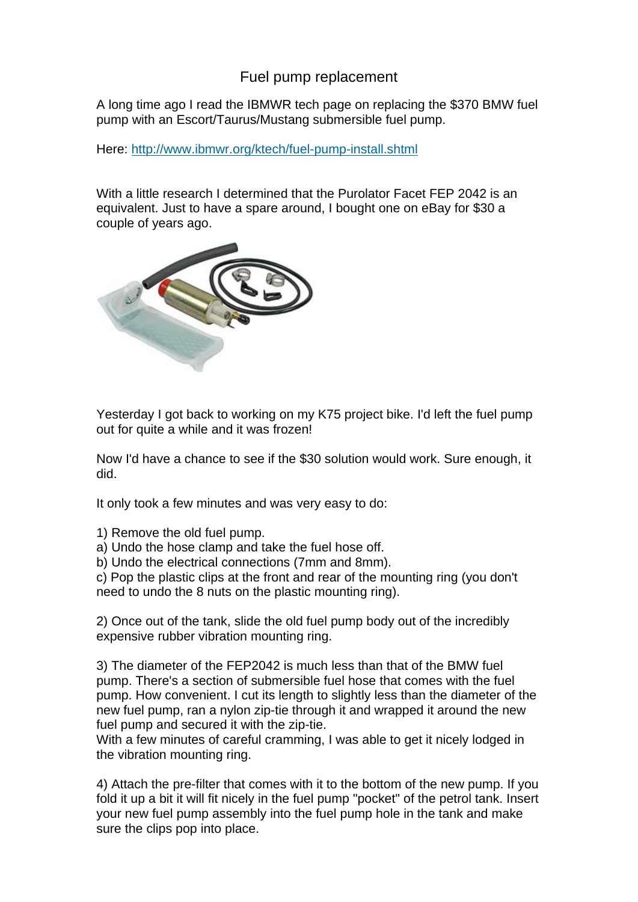# Fuel pump replacement

A long time ago I read the IBMWR tech page on replacing the $370 BMW fuel pump with an Escort/Taurus/Mustang submersible fuel pump.

Here: [http://www.ibmwr.org/ktech/fuel-pump-install.shtml](http://www.ibmwr.org/ktech/fuel-pump-install.shtml)

With a little research I determined that the Purolator Facet FEP 2042 is an equivalent. Just to have a spare around, I bought one on eBay for $30 a couple of years ago.

Yesterday I got back to working on my K75 project bike. I'd left the fuel pump out for quite a while and it was frozen!

Now I'd have a chance to see if the $30 solution would work. Sure enough, it did.

It only took a few minutes and was very easy to do:

1) Remove the old fuel pump.
a) Undo the hose clamp and take the fuel hose off.
b) Undo the electrical connections (7mm and 8mm).
c) Pop the plastic clips at the front and rear of the mounting ring (you don't need to undo the 8 nuts on the plastic mounting ring).

2) Once out of the tank, slide the old fuel pump body out of the incredibly expensive rubber vibration mounting ring.

3) The diameter of the FEP2042 is much less than that of the BMW fuel pump. There's a section of submersible fuel hose that comes with the fuel pump. How convenient. I cut its length to slightly less than the diameter of the new fuel pump, ran a nylon zip-tie through it and wrapped it around the new fuel pump and secured it with the zip-tie.
With a few minutes of careful cramming, I was able to get it nicely lodged in the vibration mounting ring.

4) Attach the pre-filter that comes with it to the bottom of the new pump. If you fold it up a bit it will fit nicely in the fuel pump "pocket" of the petrol tank. Insert your new fuel pump assembly into the fuel pump hole in the tank and make sure the clips pop into place.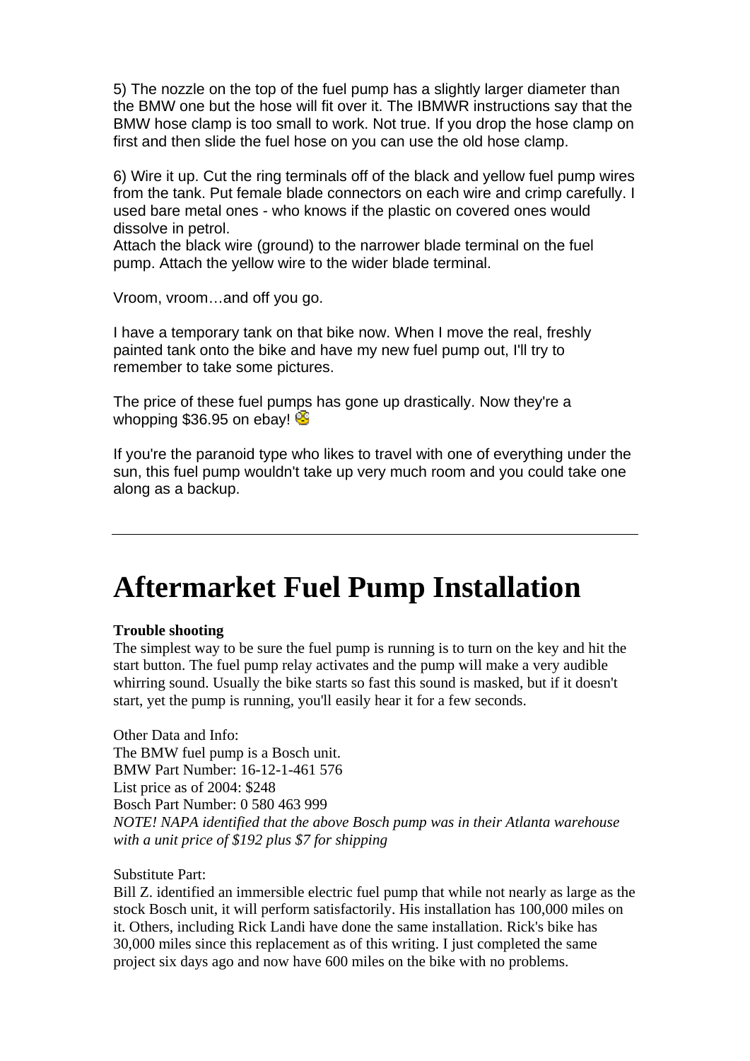5) The nozzle on the top of the fuel pump has a slightly larger diameter than the BMW one but the hose will fit over it. The IBMWR instructions say that the BMW hose clamp is too small to work. Not true. If you drop the hose clamp on first and then slide the fuel hose on you can use the old hose clamp.

6) Wire it up. Cut the ring terminals off of the black and yellow fuel pump wires from the tank. Put female blade connectors on each wire and crimp carefully. I used bare metal ones - who knows if the plastic on covered ones would dissolve in petrol.
Attach the black wire (ground) to the narrower blade terminal on the fuel pump. Attach the yellow wire to the wider blade terminal.

Vroom, vroom…and off you go.

I have a temporary tank on that bike now. When I move the real, freshly painted tank onto the bike and have my new fuel pump out, I'll try to remember to take some pictures.

The price of these fuel pumps has gone up drastically. Now they're a whopping $36.95 on ebay!

If you're the paranoid type who likes to travel with one of everything under the sun, this fuel pump wouldn't take up very much room and you could take one along as a backup.

---

# Aftermarket Fuel Pump Installation

**Trouble shooting**
The simplest way to be sure the fuel pump is running is to turn on the key and hit the start button. The fuel pump relay activates and the pump will make a very audible whirring sound. Usually the bike starts so fast this sound is masked, but if it doesn't start, yet the pump is running, you'll easily hear it for a few seconds.

Other Data and Info:
The BMW fuel pump is a Bosch unit.
BMW Part Number: 16-12-1-461 576
List price as of 2004: $248
Bosch Part Number: 0 580 463 999
*NOTE! NAPA identified that the above Bosch pump was in their Atlanta warehouse with a unit price of $192 plus $7 for shipping*

Substitute Part:
Bill Z. identified an immersible electric fuel pump that while not nearly as large as the stock Bosch unit, it will perform satisfactorily. His installation has 100,000 miles on it. Others, including Rick Landi have done the same installation. Rick's bike has 30,000 miles since this replacement as of this writing. I just completed the same project six days ago and now have 600 miles on the bike with no problems.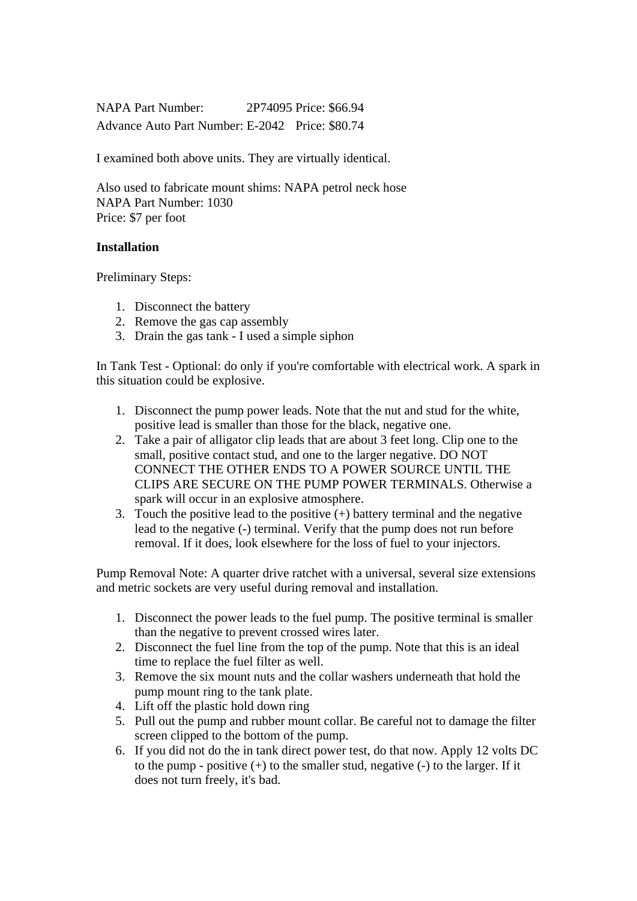NAPA Part Number: 2P74095 Price: $66.94
Advance Auto Part Number: E-2042 Price: $80.74

I examined both above units. They are virtually identical.

Also used to fabricate mount shims: NAPA petrol neck hose
NAPA Part Number: 1030
Price: $7 per foot

**Installation**

Preliminary Steps:

1. Disconnect the battery
2. Remove the gas cap assembly
3. Drain the gas tank - I used a simple siphon

In Tank Test - Optional: do only if you're comfortable with electrical work. A spark in this situation could be explosive.

1. Disconnect the pump power leads. Note that the nut and stud for the white, positive lead is smaller than those for the black, negative one.
2. Take a pair of alligator clip leads that are about 3 feet long. Clip one to the small, positive contact stud, and one to the larger negative. DO NOT CONNECT THE OTHER ENDS TO A POWER SOURCE UNTIL THE CLIPS ARE SECURE ON THE PUMP POWER TERMINALS. Otherwise a spark will occur in an explosive atmosphere.
3. Touch the positive lead to the positive (+) battery terminal and the negative lead to the negative (-) terminal. Verify that the pump does not run before removal. If it does, look elsewhere for the loss of fuel to your injectors.

Pump Removal Note: A quarter drive ratchet with a universal, several size extensions and metric sockets are very useful during removal and installation.

1. Disconnect the power leads to the fuel pump. The positive terminal is smaller than the negative to prevent crossed wires later.
2. Disconnect the fuel line from the top of the pump. Note that this is an ideal time to replace the fuel filter as well.
3. Remove the six mount nuts and the collar washers underneath that hold the pump mount ring to the tank plate.
4. Lift off the plastic hold down ring
5. Pull out the pump and rubber mount collar. Be careful not to damage the filter screen clipped to the bottom of the pump.
6. If you did not do the in tank direct power test, do that now. Apply 12 volts DC to the pump - positive (+) to the smaller stud, negative (-) to the larger. If it does not turn freely, it's bad.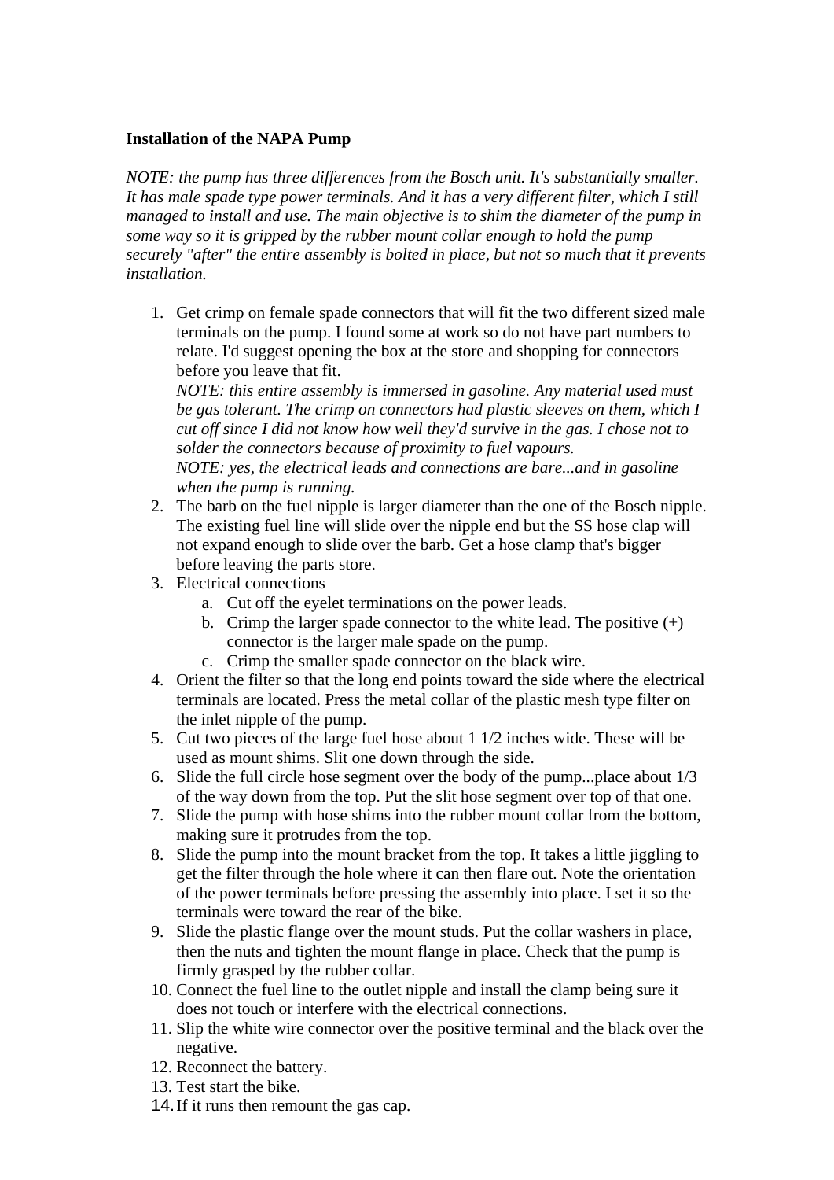**Installation of the NAPA Pump**

*NOTE: the pump has three differences from the Bosch unit. It's substantially smaller. It has male spade type power terminals. And it has a very different filter, which I still managed to install and use. The main objective is to shim the diameter of the pump in some way so it is gripped by the rubber mount collar enough to hold the pump securely "after" the entire assembly is bolted in place, but not so much that it prevents installation.*

1. Get crimp on female spade connectors that will fit the two different sized male terminals on the pump. I found some at work so do not have part numbers to relate. I'd suggest opening the box at the store and shopping for connectors before you leave that fit.
   *NOTE: this entire assembly is immersed in gasoline. Any material used must be gas tolerant. The crimp on connectors had plastic sleeves on them, which I cut off since I did not know how well they'd survive in the gas. I chose not to solder the connectors because of proximity to fuel vapours.*
   *NOTE: yes, the electrical leads and connections are bare...and in gasoline when the pump is running.*
2. The barb on the fuel nipple is larger diameter than the one of the Bosch nipple. The existing fuel line will slide over the nipple end but the SS hose clap will not expand enough to slide over the barb. Get a hose clamp that's bigger before leaving the parts store.
3. Electrical connections
   a. Cut off the eyelet terminations on the power leads.
   b. Crimp the larger spade connector to the white lead. The positive (+) connector is the larger male spade on the pump.
   c. Crimp the smaller spade connector on the black wire.
4. Orient the filter so that the long end points toward the side where the electrical terminals are located. Press the metal collar of the plastic mesh type filter on the inlet nipple of the pump.
5. Cut two pieces of the large fuel hose about 1 1/2 inches wide. These will be used as mount shims. Slit one down through the side.
6. Slide the full circle hose segment over the body of the pump...place about 1/3 of the way down from the top. Put the slit hose segment over top of that one.
7. Slide the pump with hose shims into the rubber mount collar from the bottom, making sure it protrudes from the top.
8. Slide the pump into the mount bracket from the top. It takes a little jiggling to get the filter through the hole where it can then flare out. Note the orientation of the power terminals before pressing the assembly into place. I set it so the terminals were toward the rear of the bike.
9. Slide the plastic flange over the mount studs. Put the collar washers in place, then the nuts and tighten the mount flange in place. Check that the pump is firmly grasped by the rubber collar.
10. Connect the fuel line to the outlet nipple and install the clamp being sure it does not touch or interfere with the electrical connections.
11. Slip the white wire connector over the positive terminal and the black over the negative.
12. Reconnect the battery.
13. Test start the bike.
14. If it runs then remount the gas cap.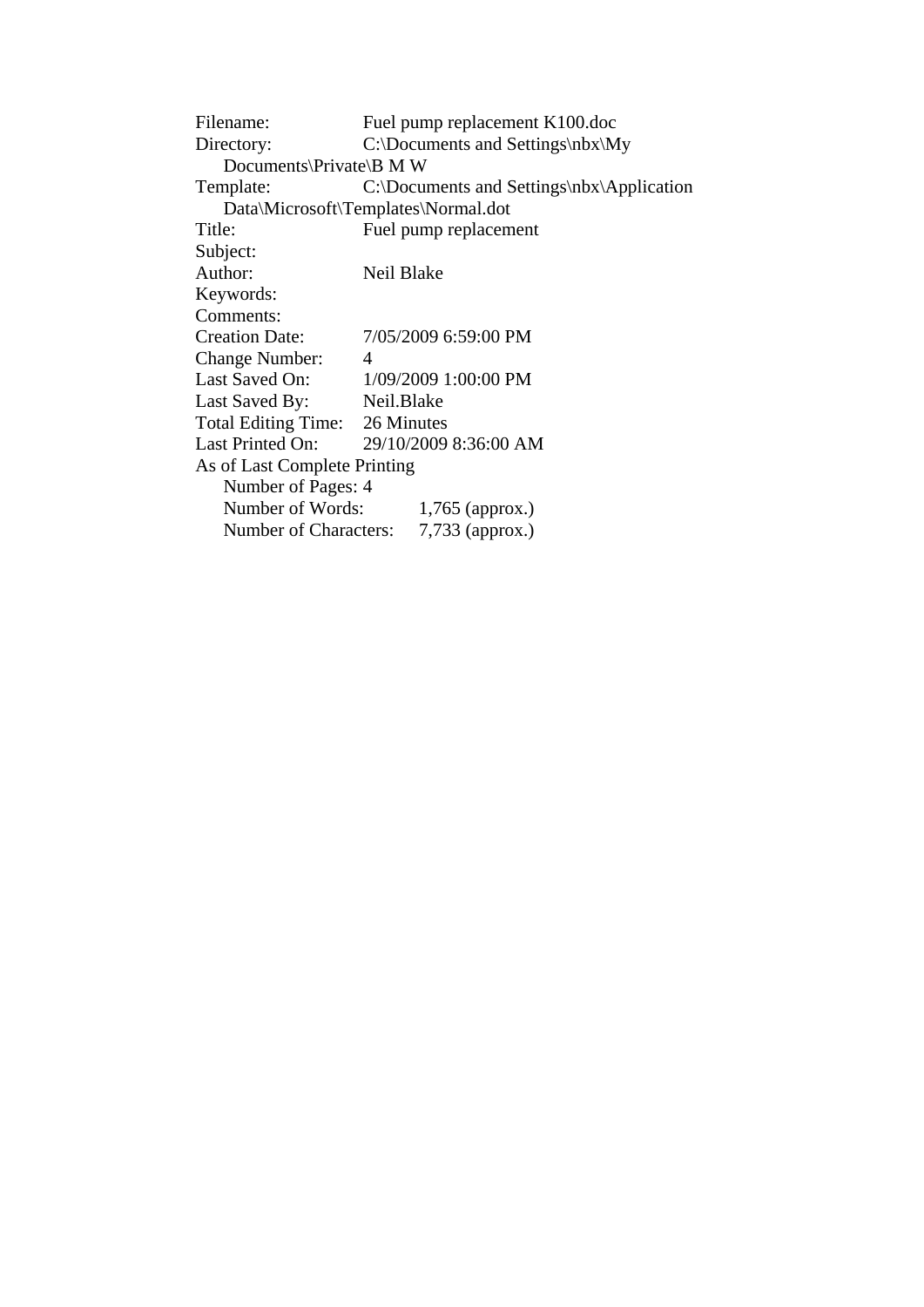Filename: Fuel pump replacement K100.doc
Directory: C:\Documents and Settings\nbx\My Documents\Private\B M W
Template: C:\Documents and Settings\nbx\Application Data\Microsoft\Templates\Normal.dot
Title: Fuel pump replacement
Subject:
Author: Neil Blake
Keywords:
Comments:
Creation Date: 7/05/2009 6:59:00 PM
Change Number: 4
Last Saved On: 1/09/2009 1:00:00 PM
Last Saved By: Neil.Blake
Total Editing Time: 26 Minutes
Last Printed On: 29/10/2009 8:36:00 AM
As of Last Complete Printing
Number of Pages: 4
Number of Words: 1,765 (approx.)
Number of Characters: 7,733 (approx.)